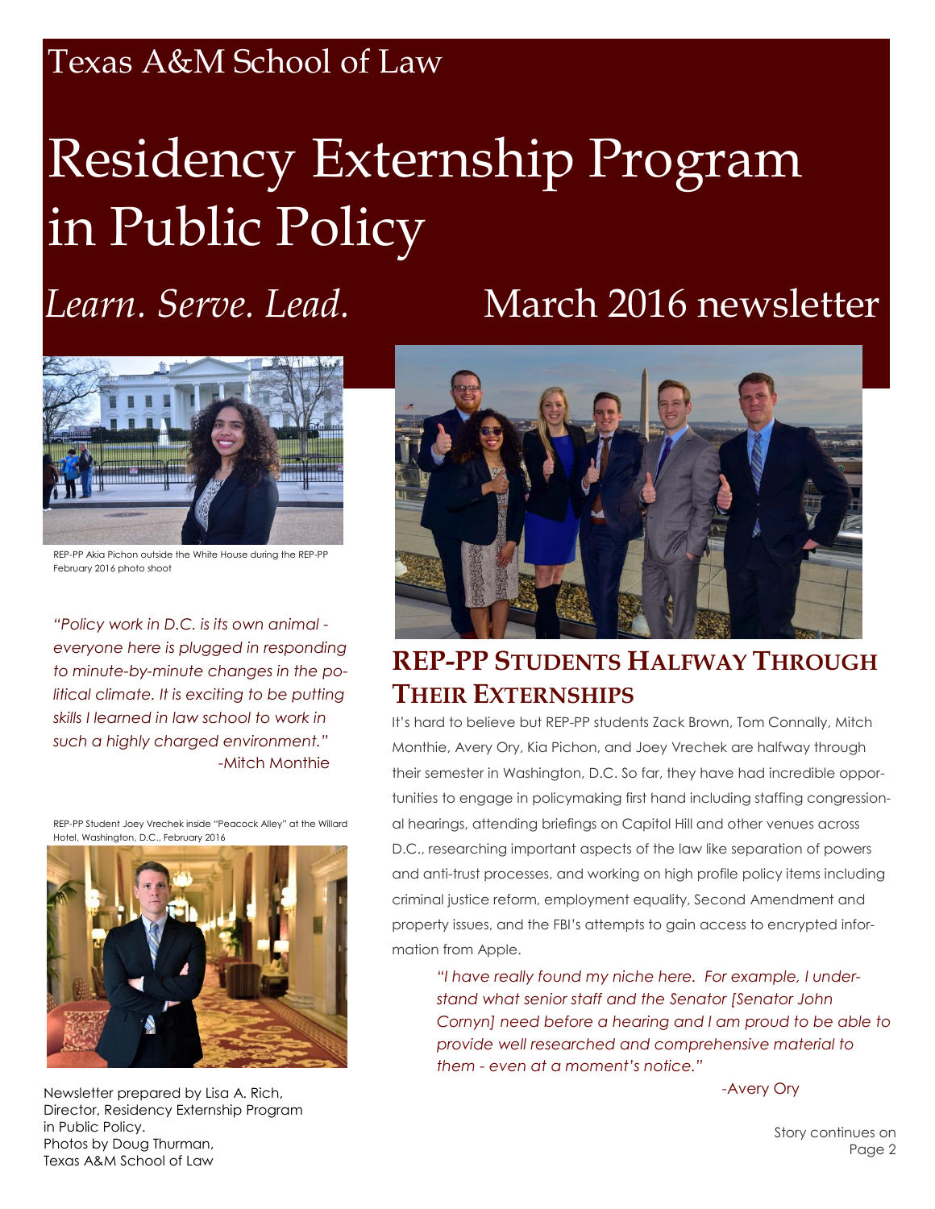Texas A&M School of Law

# Residency Externship Program in Public Policy

*Learn. Serve. Lead.*

March 2016 newsletter

REP-PP Akia Pichon outside the White House during the REP-PP February 2016 photo shoot

*"Policy work in D.C. is its own animal - everyone here is plugged in responding to minute-by-minute changes in the political climate. It is exciting to be putting skills I learned in law school to work in such a highly charged environment."*

-Mitch Monthie

REP-PP Student Joey Vrechek inside "Peacock Alley" at the Willard Hotel, Washington, D.C., February 2016

## REP-PP Students Halfway Through Their Externships

It's hard to believe but REP-PP students Zack Brown, Tom Connally, Mitch Monthie, Avery Ory, Kia Pichon, and Joey Vrechek are halfway through their semester in Washington, D.C. So far, they have had incredible opportunities to engage in policymaking first hand including staffing congressional hearings, attending briefings on Capitol Hill and other venues across D.C., researching important aspects of the law like separation of powers and anti-trust processes, and working on high profile policy items including criminal justice reform, employment equality, Second Amendment and property issues, and the FBI's attempts to gain access to encrypted information from Apple.

> *"I have really found my niche here. For example, I understand what senior staff and the Senator [Senator John Cornyn] need before a hearing and I am proud to be able to provide well researched and comprehensive material to them - even at a moment's notice."*
>
> -Avery Ory

Story continues on Page 2

Newsletter prepared by Lisa A. Rich, Director, Residency Externship Program in Public Policy.
Photos by Doug Thurman, Texas A&M School of Law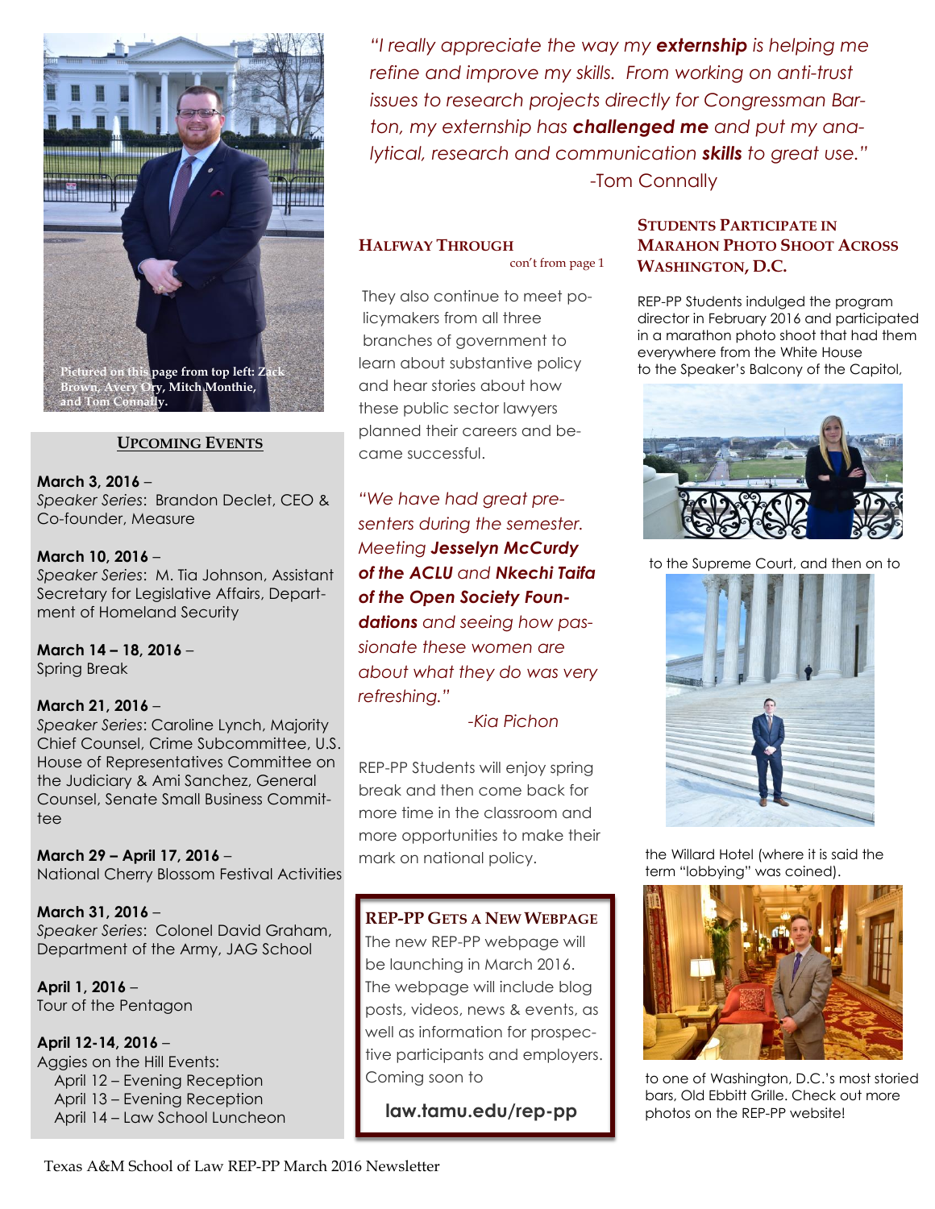Pictured on this page from top left: Zack Brown, Avery Ory, Mitch Monthie, and Tom Connally.

## UPCOMING EVENTS

**March 3, 2016** –
*Speaker Series*: Brandon Declet, CEO & Co-founder, Measure

**March 10, 2016** –
*Speaker Series*: M. Tia Johnson, Assistant Secretary for Legislative Affairs, Department of Homeland Security

**March 14 – 18, 2016** –
Spring Break

**March 21, 2016** –
*Speaker Series*: Caroline Lynch, Majority Chief Counsel, Crime Subcommittee, U.S. House of Representatives Committee on the Judiciary & Ami Sanchez, General Counsel, Senate Small Business Committee

**March 29 – April 17, 2016** –
National Cherry Blossom Festival Activities

**March 31, 2016** –
*Speaker Series*: Colonel David Graham, Department of the Army, JAG School

**April 1, 2016** –
Tour of the Pentagon

**April 12-14, 2016** –
Aggies on the Hill Events:
April 12 – Evening Reception
April 13 – Evening Reception
April 14 – Law School Luncheon

*"I really appreciate the way my **externship** is helping me refine and improve my skills. From working on anti-trust issues to research projects directly for Congressman Barton, my externship has **challenged me** and put my analytical, research and communication **skills** to great use."*

-Tom Connally

## HALFWAY THROUGH

con't from page 1

They also continue to meet policymakers from all three branches of government to learn about substantive policy and hear stories about how these public sector lawyers planned their careers and became successful.

*"We have had great presenters during the semester. Meeting **Jesselyn McCurdy of the ACLU** and **Nkechi Taifa of the Open Society Foundations** and seeing how passionate these women are about what they do was very refreshing."*

*-Kia Pichon*

REP-PP Students will enjoy spring break and then come back for more time in the classroom and more opportunities to make their mark on national policy.

## REP-PP GETS A NEW WEBPAGE

The new REP-PP webpage will be launching in March 2016. The webpage will include blog posts, videos, news & events, as well as information for prospective participants and employers. Coming soon to

**law.tamu.edu/rep-pp**

## STUDENTS PARTICIPATE IN MARAHON PHOTO SHOOT ACROSS WASHINGTON, D.C.

REP-PP Students indulged the program director in February 2016 and participated in a marathon photo shoot that had them everywhere from the White House to the Speaker's Balcony of the Capitol,

to the Supreme Court, and then on to

the Willard Hotel (where it is said the term "lobbying" was coined).

to one of Washington, D.C.'s most storied bars, Old Ebbitt Grille. Check out more photos on the REP-PP website!

Texas A&M School of Law REP-PP March 2016 Newsletter